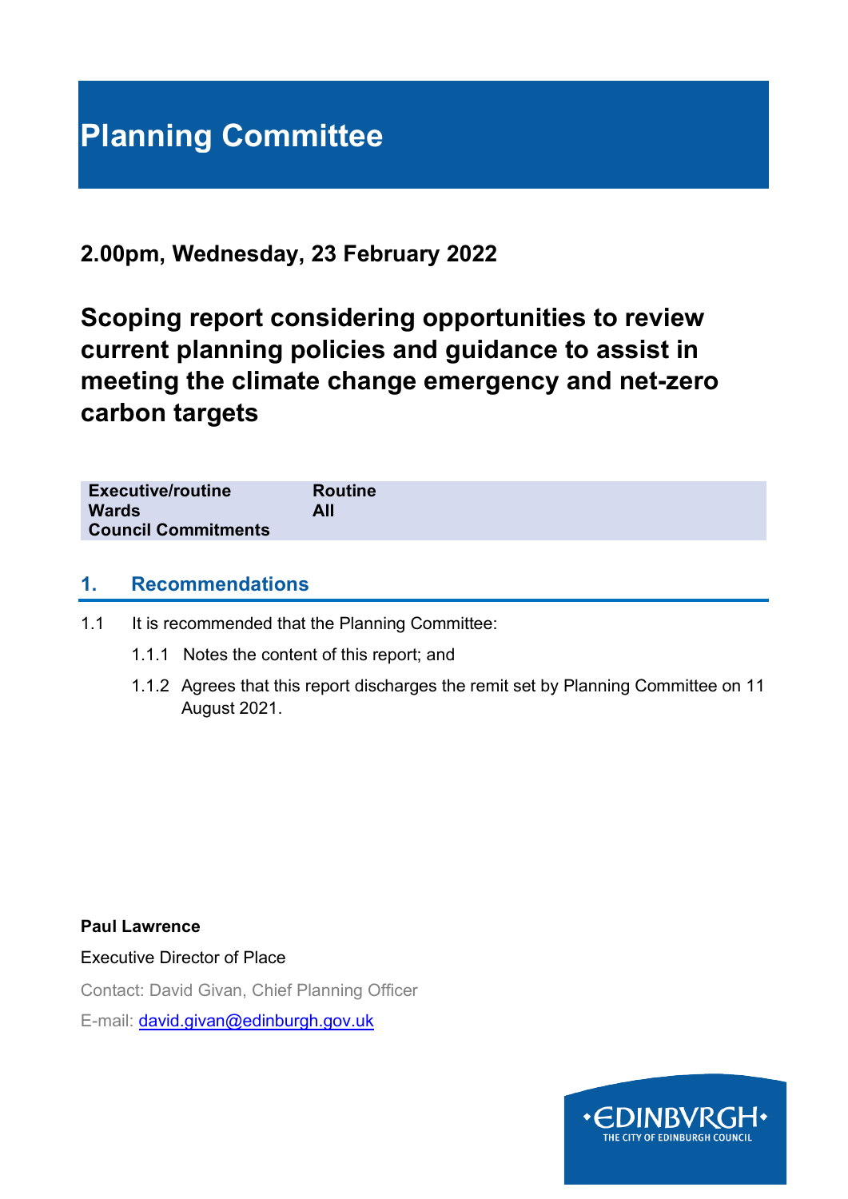# Planning Committee

**2.00pm, Wednesday, 23 February 2022**

## Scoping report considering opportunities to review current planning policies and guidance to assist in meeting the climate change emergency and net-zero carbon targets

| | |
|---|---|
| **Executive/routine** | **Routine** |
| **Wards** | **All** |
| **Council Commitments** | |

### 1. Recommendations

1.1 It is recommended that the Planning Committee:

1.1.1 Notes the content of this report; and

1.1.2 Agrees that this report discharges the remit set by Planning Committee on 11 August 2021.

**Paul Lawrence**

Executive Director of Place

Contact: David Givan, Chief Planning Officer

E-mail: david.givan@edinburgh.gov.uk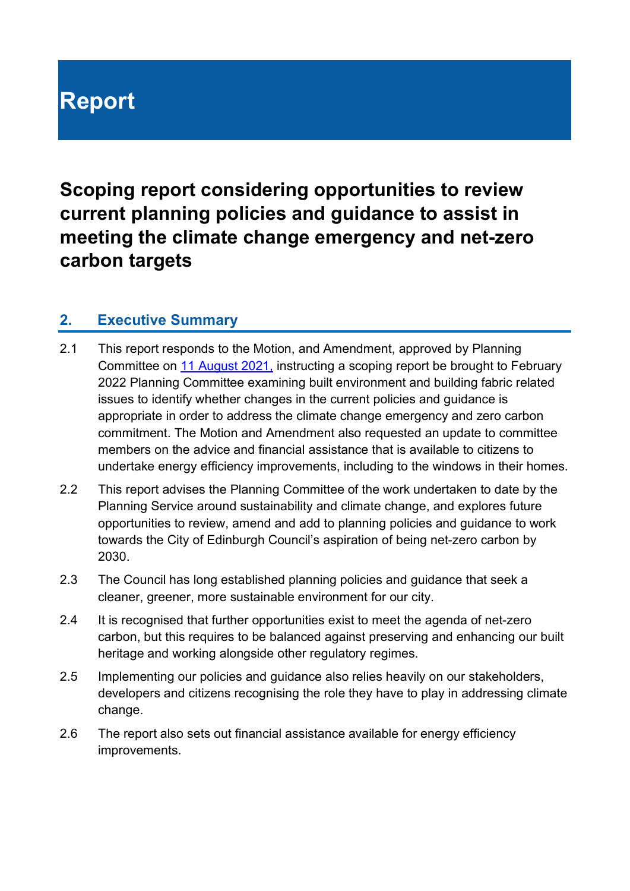# Report

## Scoping report considering opportunities to review current planning policies and guidance to assist in meeting the climate change emergency and net-zero carbon targets

### 2. Executive Summary

2.1 This report responds to the Motion, and Amendment, approved by Planning Committee on [11 August 2021,](#) instructing a scoping report be brought to February 2022 Planning Committee examining built environment and building fabric related issues to identify whether changes in the current policies and guidance is appropriate in order to address the climate change emergency and zero carbon commitment. The Motion and Amendment also requested an update to committee members on the advice and financial assistance that is available to citizens to undertake energy efficiency improvements, including to the windows in their homes.

2.2 This report advises the Planning Committee of the work undertaken to date by the Planning Service around sustainability and climate change, and explores future opportunities to review, amend and add to planning policies and guidance to work towards the City of Edinburgh Council's aspiration of being net-zero carbon by 2030.

2.3 The Council has long established planning policies and guidance that seek a cleaner, greener, more sustainable environment for our city.

2.4 It is recognised that further opportunities exist to meet the agenda of net-zero carbon, but this requires to be balanced against preserving and enhancing our built heritage and working alongside other regulatory regimes.

2.5 Implementing our policies and guidance also relies heavily on our stakeholders, developers and citizens recognising the role they have to play in addressing climate change.

2.6 The report also sets out financial assistance available for energy efficiency improvements.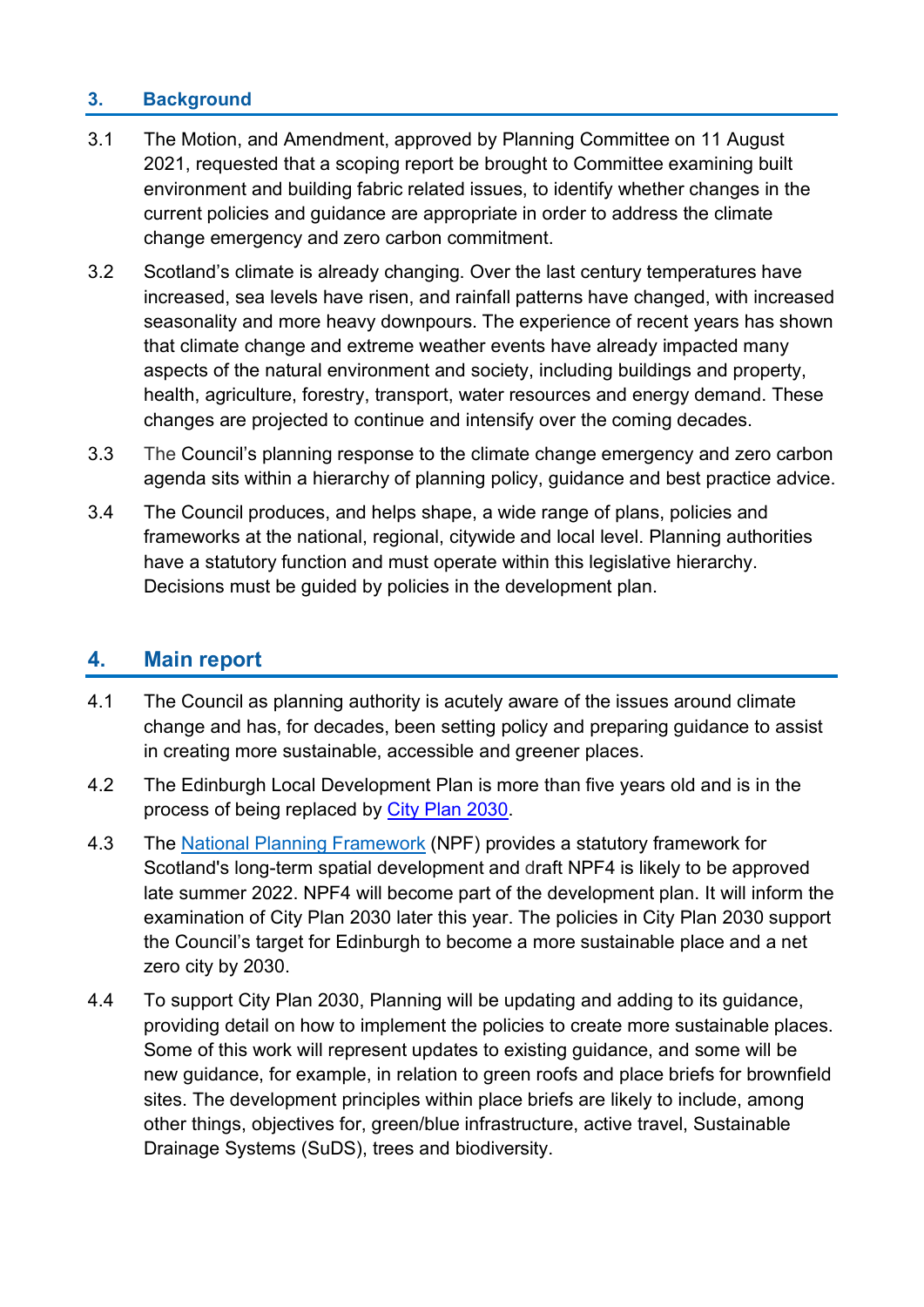## 3. Background

3.1 The Motion, and Amendment, approved by Planning Committee on 11 August 2021, requested that a scoping report be brought to Committee examining built environment and building fabric related issues, to identify whether changes in the current policies and guidance are appropriate in order to address the climate change emergency and zero carbon commitment.

3.2 Scotland's climate is already changing. Over the last century temperatures have increased, sea levels have risen, and rainfall patterns have changed, with increased seasonality and more heavy downpours. The experience of recent years has shown that climate change and extreme weather events have already impacted many aspects of the natural environment and society, including buildings and property, health, agriculture, forestry, transport, water resources and energy demand. These changes are projected to continue and intensify over the coming decades.

3.3 The Council's planning response to the climate change emergency and zero carbon agenda sits within a hierarchy of planning policy, guidance and best practice advice.

3.4 The Council produces, and helps shape, a wide range of plans, policies and frameworks at the national, regional, citywide and local level. Planning authorities have a statutory function and must operate within this legislative hierarchy. Decisions must be guided by policies in the development plan.

## 4. Main report

4.1 The Council as planning authority is acutely aware of the issues around climate change and has, for decades, been setting policy and preparing guidance to assist in creating more sustainable, accessible and greener places.

4.2 The Edinburgh Local Development Plan is more than five years old and is in the process of being replaced by City Plan 2030.

4.3 The National Planning Framework (NPF) provides a statutory framework for Scotland's long-term spatial development and draft NPF4 is likely to be approved late summer 2022. NPF4 will become part of the development plan. It will inform the examination of City Plan 2030 later this year. The policies in City Plan 2030 support the Council's target for Edinburgh to become a more sustainable place and a net zero city by 2030.

4.4 To support City Plan 2030, Planning will be updating and adding to its guidance, providing detail on how to implement the policies to create more sustainable places. Some of this work will represent updates to existing guidance, and some will be new guidance, for example, in relation to green roofs and place briefs for brownfield sites. The development principles within place briefs are likely to include, among other things, objectives for, green/blue infrastructure, active travel, Sustainable Drainage Systems (SuDS), trees and biodiversity.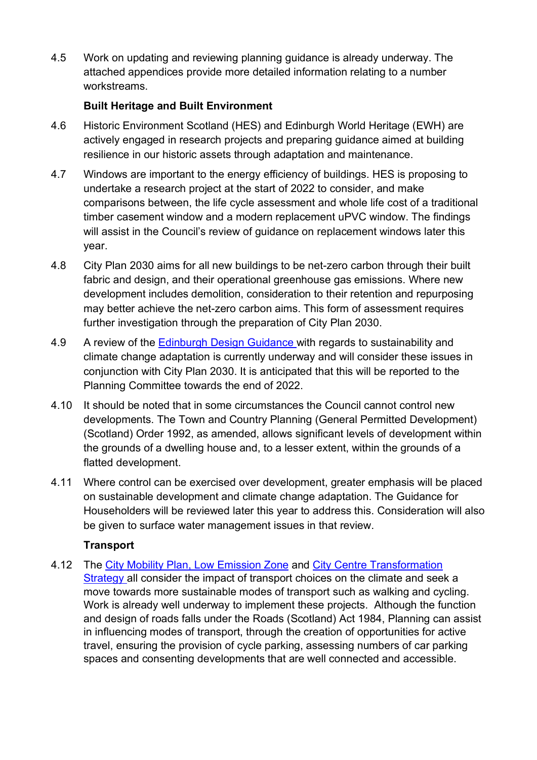4.5 Work on updating and reviewing planning guidance is already underway. The attached appendices provide more detailed information relating to a number workstreams.

**Built Heritage and Built Environment**

4.6 Historic Environment Scotland (HES) and Edinburgh World Heritage (EWH) are actively engaged in research projects and preparing guidance aimed at building resilience in our historic assets through adaptation and maintenance.

4.7 Windows are important to the energy efficiency of buildings. HES is proposing to undertake a research project at the start of 2022 to consider, and make comparisons between, the life cycle assessment and whole life cost of a traditional timber casement window and a modern replacement uPVC window. The findings will assist in the Council's review of guidance on replacement windows later this year.

4.8 City Plan 2030 aims for all new buildings to be net-zero carbon through their built fabric and design, and their operational greenhouse gas emissions. Where new development includes demolition, consideration to their retention and repurposing may better achieve the net-zero carbon aims. This form of assessment requires further investigation through the preparation of City Plan 2030.

4.9 A review of the Edinburgh Design Guidance with regards to sustainability and climate change adaptation is currently underway and will consider these issues in conjunction with City Plan 2030. It is anticipated that this will be reported to the Planning Committee towards the end of 2022.

4.10 It should be noted that in some circumstances the Council cannot control new developments. The Town and Country Planning (General Permitted Development) (Scotland) Order 1992, as amended, allows significant levels of development within the grounds of a dwelling house and, to a lesser extent, within the grounds of a flatted development.

4.11 Where control can be exercised over development, greater emphasis will be placed on sustainable development and climate change adaptation. The Guidance for Householders will be reviewed later this year to address this. Consideration will also be given to surface water management issues in that review.

**Transport**

4.12 The City Mobility Plan, Low Emission Zone and City Centre Transformation Strategy all consider the impact of transport choices on the climate and seek a move towards more sustainable modes of transport such as walking and cycling. Work is already well underway to implement these projects. Although the function and design of roads falls under the Roads (Scotland) Act 1984, Planning can assist in influencing modes of transport, through the creation of opportunities for active travel, ensuring the provision of cycle parking, assessing numbers of car parking spaces and consenting developments that are well connected and accessible.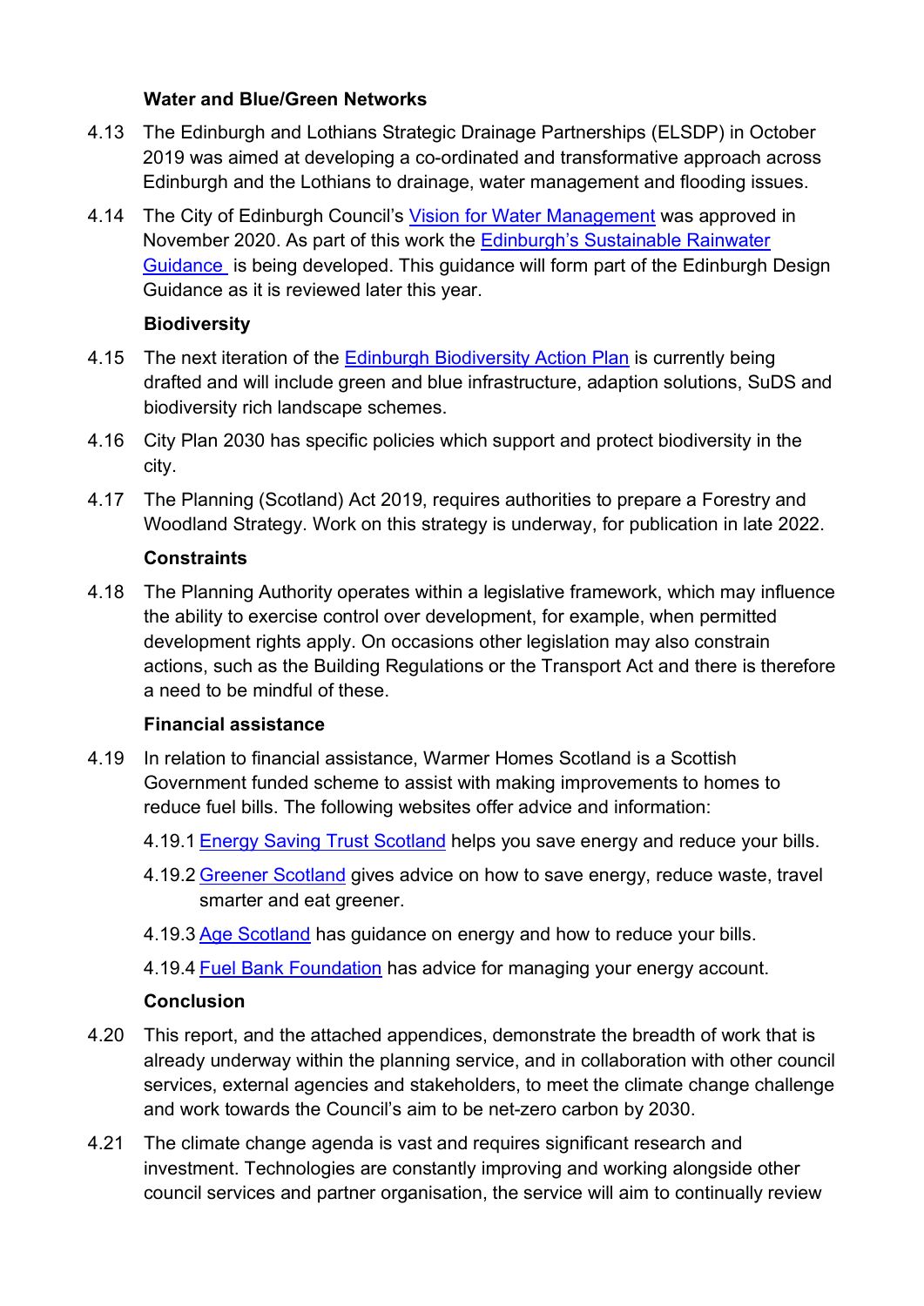### Water and Blue/Green Networks

4.13 The Edinburgh and Lothians Strategic Drainage Partnerships (ELSDP) in October 2019 was aimed at developing a co-ordinated and transformative approach across Edinburgh and the Lothians to drainage, water management and flooding issues.

4.14 The City of Edinburgh Council's Vision for Water Management was approved in November 2020. As part of this work the Edinburgh's Sustainable Rainwater Guidance is being developed. This guidance will form part of the Edinburgh Design Guidance as it is reviewed later this year.

### Biodiversity

4.15 The next iteration of the Edinburgh Biodiversity Action Plan is currently being drafted and will include green and blue infrastructure, adaption solutions, SuDS and biodiversity rich landscape schemes.

4.16 City Plan 2030 has specific policies which support and protect biodiversity in the city.

4.17 The Planning (Scotland) Act 2019, requires authorities to prepare a Forestry and Woodland Strategy. Work on this strategy is underway, for publication in late 2022.

### Constraints

4.18 The Planning Authority operates within a legislative framework, which may influence the ability to exercise control over development, for example, when permitted development rights apply. On occasions other legislation may also constrain actions, such as the Building Regulations or the Transport Act and there is therefore a need to be mindful of these.

### Financial assistance

4.19 In relation to financial assistance, Warmer Homes Scotland is a Scottish Government funded scheme to assist with making improvements to homes to reduce fuel bills. The following websites offer advice and information:

4.19.1 Energy Saving Trust Scotland helps you save energy and reduce your bills.

4.19.2 Greener Scotland gives advice on how to save energy, reduce waste, travel smarter and eat greener.

4.19.3 Age Scotland has guidance on energy and how to reduce your bills.

4.19.4 Fuel Bank Foundation has advice for managing your energy account.

### Conclusion

4.20 This report, and the attached appendices, demonstrate the breadth of work that is already underway within the planning service, and in collaboration with other council services, external agencies and stakeholders, to meet the climate change challenge and work towards the Council's aim to be net-zero carbon by 2030.

4.21 The climate change agenda is vast and requires significant research and investment. Technologies are constantly improving and working alongside other council services and partner organisation, the service will aim to continually review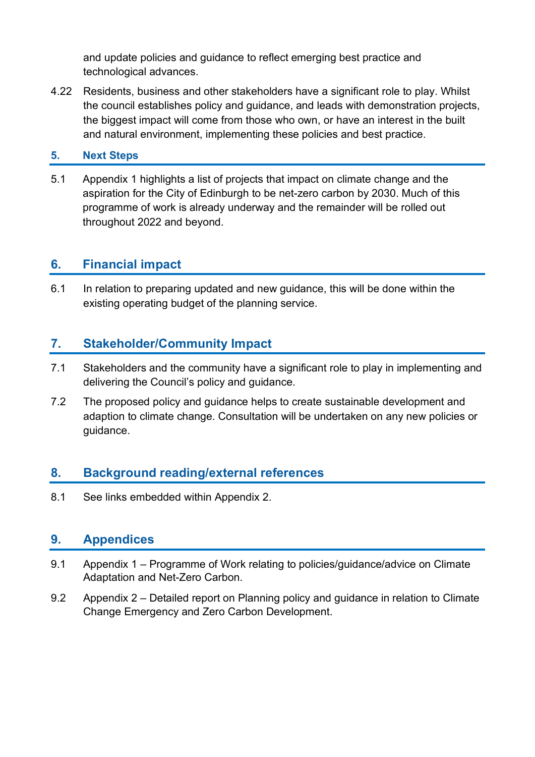and update policies and guidance to reflect emerging best practice and technological advances.

4.22 Residents, business and other stakeholders have a significant role to play. Whilst the council establishes policy and guidance, and leads with demonstration projects, the biggest impact will come from those who own, or have an interest in the built and natural environment, implementing these policies and best practice.

## 5. Next Steps

5.1 Appendix 1 highlights a list of projects that impact on climate change and the aspiration for the City of Edinburgh to be net-zero carbon by 2030. Much of this programme of work is already underway and the remainder will be rolled out throughout 2022 and beyond.

## 6. Financial impact

6.1 In relation to preparing updated and new guidance, this will be done within the existing operating budget of the planning service.

## 7. Stakeholder/Community Impact

7.1 Stakeholders and the community have a significant role to play in implementing and delivering the Council's policy and guidance.

7.2 The proposed policy and guidance helps to create sustainable development and adaption to climate change. Consultation will be undertaken on any new policies or guidance.

## 8. Background reading/external references

8.1 See links embedded within Appendix 2.

## 9. Appendices

9.1 Appendix 1 – Programme of Work relating to policies/guidance/advice on Climate Adaptation and Net-Zero Carbon.

9.2 Appendix 2 – Detailed report on Planning policy and guidance in relation to Climate Change Emergency and Zero Carbon Development.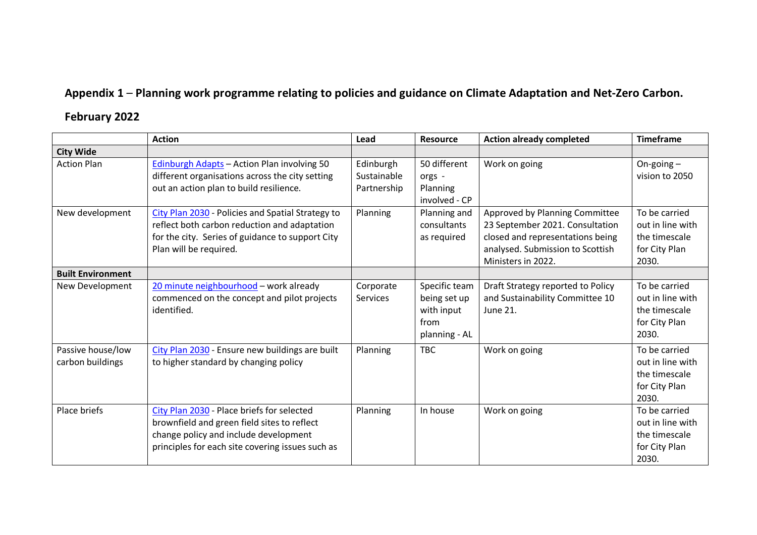## Appendix 1 – Planning work programme relating to policies and guidance on Climate Adaptation and Net-Zero Carbon.

## February 2022

| | Action | Lead | Resource | Action already completed | Timeframe |
|---|---|---|---|---|---|
| **City Wide** | | | | | |
| Action Plan | Edinburgh Adapts – Action Plan involving 50 different organisations across the city setting out an action plan to build resilience. | Edinburgh Sustainable Partnership | 50 different orgs - Planning involved - CP | Work on going | On-going – vision to 2050 |
| New development | City Plan 2030 - Policies and Spatial Strategy to reflect both carbon reduction and adaptation for the city. Series of guidance to support City Plan will be required. | Planning | Planning and consultants as required | Approved by Planning Committee 23 September 2021. Consultation closed and representations being analysed. Submission to Scottish Ministers in 2022. | To be carried out in line with the timescale for City Plan 2030. |
| **Built Environment** | | | | | |
| New Development | 20 minute neighbourhood – work already commenced on the concept and pilot projects identified. | Corporate Services | Specific team being set up with input from planning - AL | Draft Strategy reported to Policy and Sustainability Committee 10 June 21. | To be carried out in line with the timescale for City Plan 2030. |
| Passive house/low carbon buildings | City Plan 2030 - Ensure new buildings are built to higher standard by changing policy | Planning | TBC | Work on going | To be carried out in line with the timescale for City Plan 2030. |
| Place briefs | City Plan 2030 - Place briefs for selected brownfield and green field sites to reflect change policy and include development principles for each site covering issues such as | Planning | In house | Work on going | To be carried out in line with the timescale for City Plan 2030. |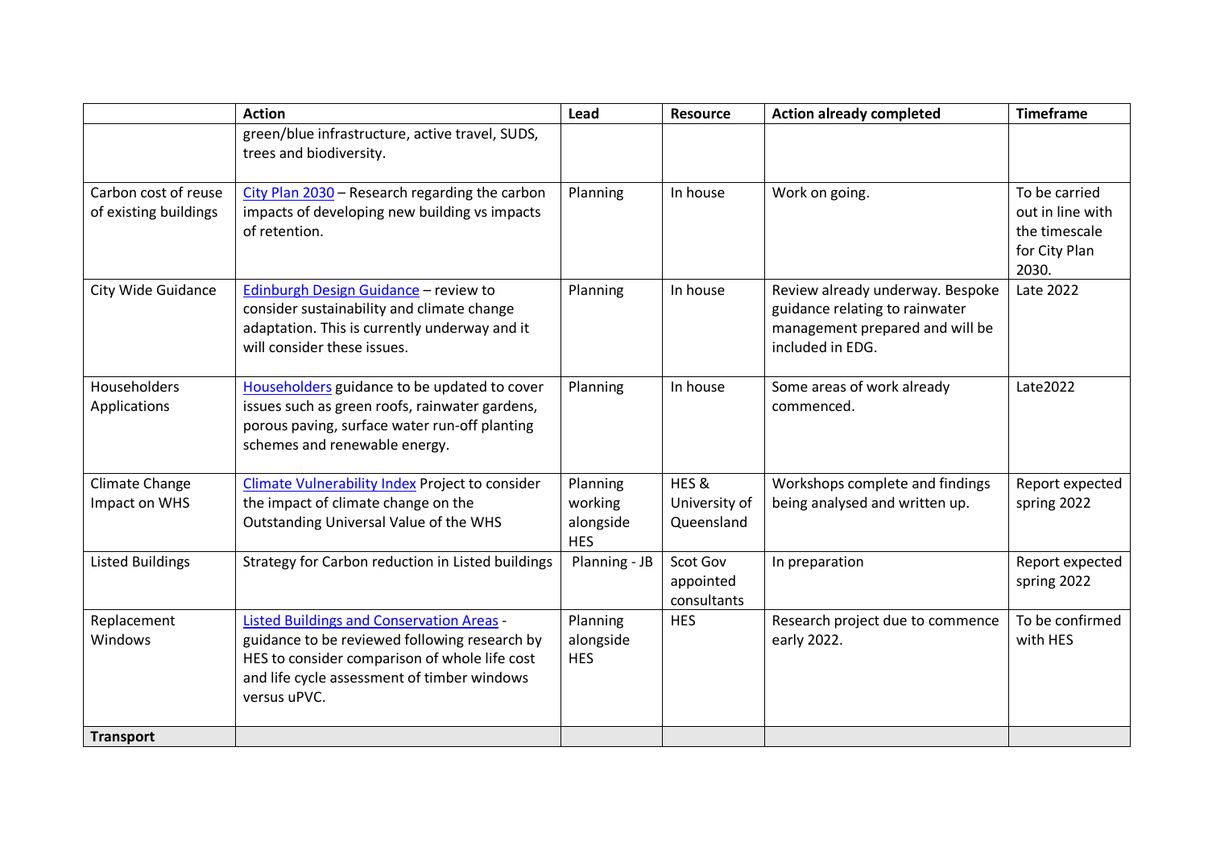| | Action | Lead | Resource | Action already completed | Timeframe |
|---|---|---|---|---|---|
| | green/blue infrastructure, active travel, SUDS, trees and biodiversity. | | | | |
| Carbon cost of reuse of existing buildings | City Plan 2030 – Research regarding the carbon impacts of developing new building vs impacts of retention. | Planning | In house | Work on going. | To be carried out in line with the timescale for City Plan 2030. |
| City Wide Guidance | Edinburgh Design Guidance – review to consider sustainability and climate change adaptation. This is currently underway and it will consider these issues. | Planning | In house | Review already underway. Bespoke guidance relating to rainwater management prepared and will be included in EDG. | Late 2022 |
| Householders Applications | Householders guidance to be updated to cover issues such as green roofs, rainwater gardens, porous paving, surface water run-off planting schemes and renewable energy. | Planning | In house | Some areas of work already commenced. | Late2022 |
| Climate Change Impact on WHS | Climate Vulnerability Index Project to consider the impact of climate change on the Outstanding Universal Value of the WHS | Planning working alongside HES | HES & University of Queensland | Workshops complete and findings being analysed and written up. | Report expected spring 2022 |
| Listed Buildings | Strategy for Carbon reduction in Listed buildings | Planning - JB | Scot Gov appointed consultants | In preparation | Report expected spring 2022 |
| Replacement Windows | Listed Buildings and Conservation Areas - guidance to be reviewed following research by HES to consider comparison of whole life cost and life cycle assessment of timber windows versus uPVC. | Planning alongside HES | HES | Research project due to commence early 2022. | To be confirmed with HES |
| **Transport** | | | | | |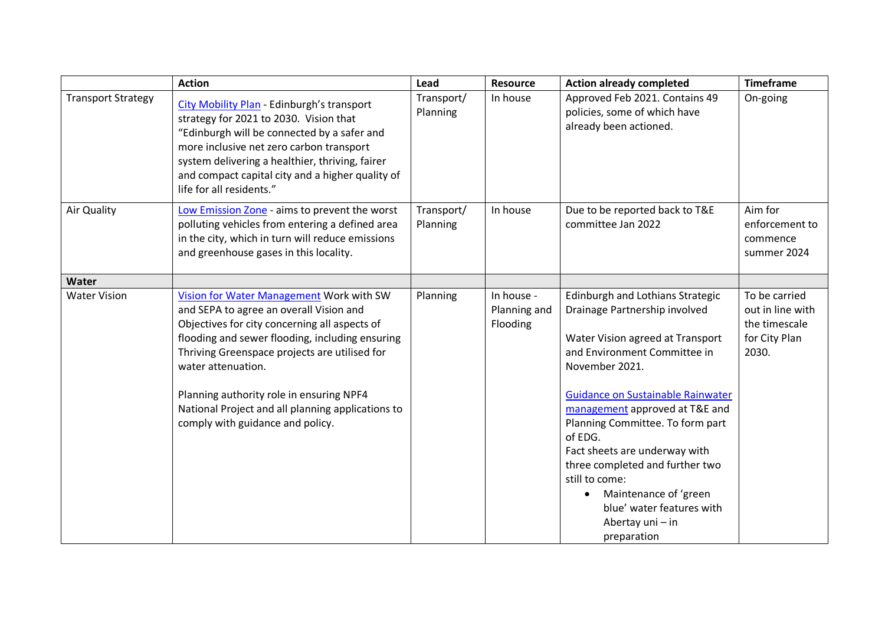| | Action | Lead | Resource | Action already completed | Timeframe |
|---|---|---|---|---|---|
| Transport Strategy | City Mobility Plan - Edinburgh's transport strategy for 2021 to 2030. Vision that "Edinburgh will be connected by a safer and more inclusive net zero carbon transport system delivering a healthier, thriving, fairer and compact capital city and a higher quality of life for all residents." | Transport/ Planning | In house | Approved Feb 2021. Contains 49 policies, some of which have already been actioned. | On-going |
| Air Quality | Low Emission Zone - aims to prevent the worst polluting vehicles from entering a defined area in the city, which in turn will reduce emissions and greenhouse gases in this locality. | Transport/ Planning | In house | Due to be reported back to T&E committee Jan 2022 | Aim for enforcement to commence summer 2024 |
| **Water** | | | | | |
| Water Vision | Vision for Water Management Work with SW and SEPA to agree an overall Vision and Objectives for city concerning all aspects of flooding and sewer flooding, including ensuring Thriving Greenspace projects are utilised for water attenuation.<br><br>Planning authority role in ensuring NPF4 National Project and all planning applications to comply with guidance and policy. | Planning | In house - Planning and Flooding | Edinburgh and Lothians Strategic Drainage Partnership involved<br><br>Water Vision agreed at Transport and Environment Committee in November 2021.<br><br>Guidance on Sustainable Rainwater management approved at T&E and Planning Committee. To form part of EDG.<br>Fact sheets are underway with three completed and further two still to come:<br>• Maintenance of 'green blue' water features with Abertay uni – in preparation | To be carried out in line with the timescale for City Plan 2030. |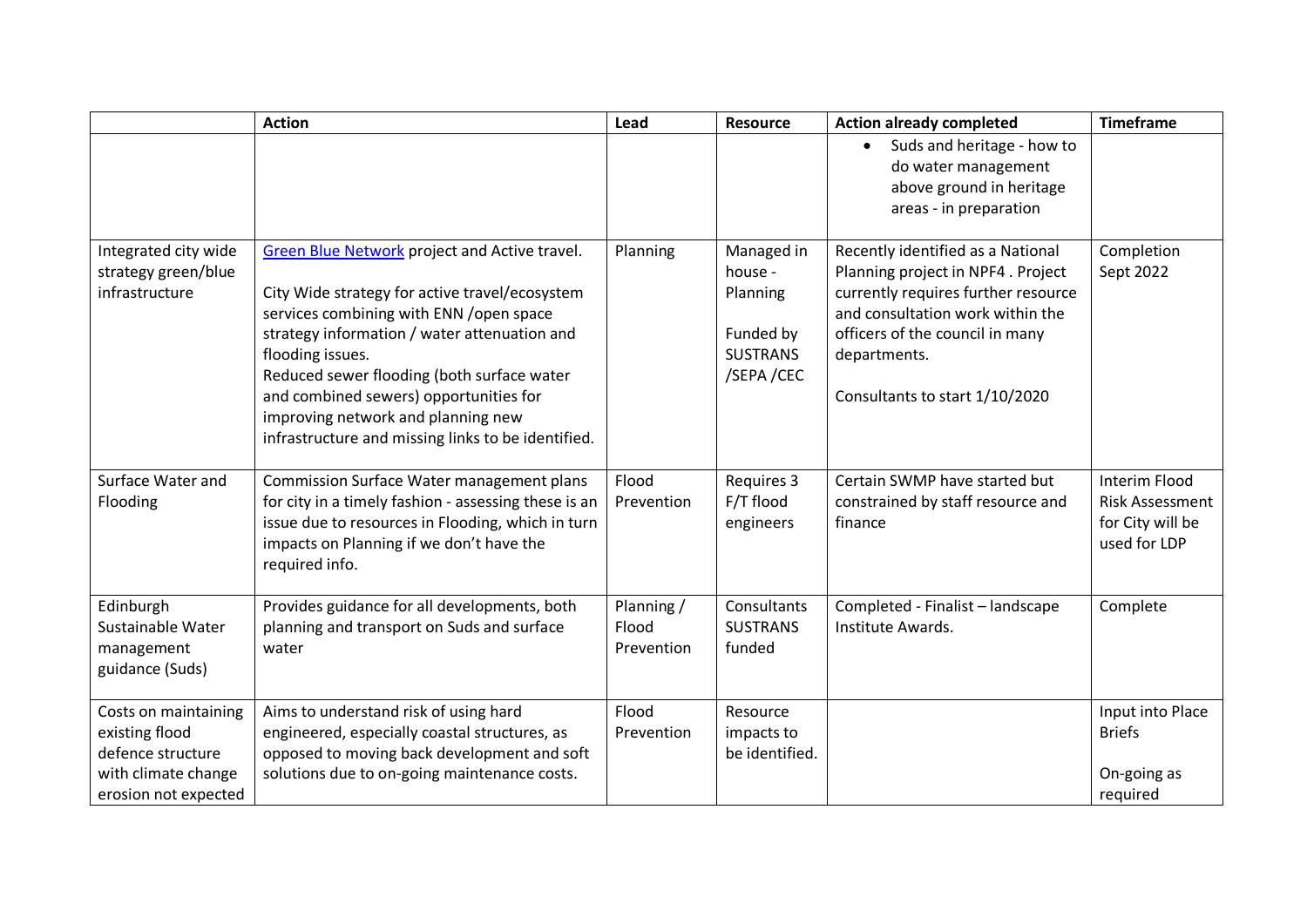|  | Action | Lead | Resource | Action already completed | Timeframe |
|---|---|---|---|---|---|
|  |  |  |  | • Suds and heritage - how to do water management above ground in heritage areas - in preparation |  |
| Integrated city wide strategy green/blue infrastructure | Green Blue Network project and Active travel.<br><br>City Wide strategy for active travel/ecosystem services combining with ENN /open space strategy information / water attenuation and flooding issues.<br>Reduced sewer flooding (both surface water and combined sewers) opportunities for improving network and planning new infrastructure and missing links to be identified. | Planning | Managed in house - Planning<br><br>Funded by SUSTRANS /SEPA /CEC | Recently identified as a National Planning project in NPF4 . Project currently requires further resource and consultation work within the officers of the council in many departments.<br><br>Consultants to start 1/10/2020 | Completion Sept 2022 |
| Surface Water and Flooding | Commission Surface Water management plans for city in a timely fashion - assessing these is an issue due to resources in Flooding, which in turn impacts on Planning if we don't have the required info. | Flood Prevention | Requires 3 F/T flood engineers | Certain SWMP have started but constrained by staff resource and finance | Interim Flood Risk Assessment for City will be used for LDP |
| Edinburgh Sustainable Water management guidance (Suds) | Provides guidance for all developments, both planning and transport on Suds and surface water | Planning / Flood Prevention | Consultants SUSTRANS funded | Completed - Finalist – landscape Institute Awards. | Complete |
| Costs on maintaining existing flood defence structure with climate change erosion not expected | Aims to understand risk of using hard engineered, especially coastal structures, as opposed to moving back development and soft solutions due to on-going maintenance costs. | Flood Prevention | Resource impacts to be identified. |  | Input into Place Briefs<br><br>On-going as required |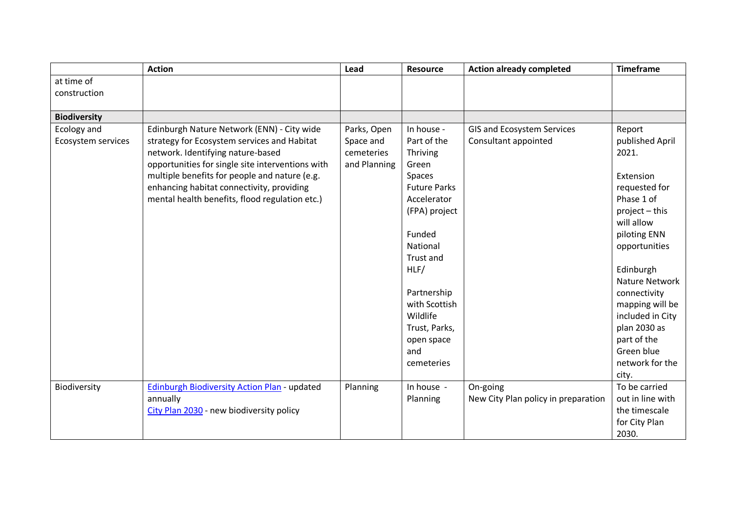| | Action | Lead | Resource | Action already completed | Timeframe |
|---|---|---|---|---|---|
| at time of construction | | | | | |
| **Biodiversity** | | | | | |
| Ecology and Ecosystem services | Edinburgh Nature Network (ENN) - City wide strategy for Ecosystem services and Habitat network. Identifying nature-based opportunities for single site interventions with multiple benefits for people and nature (e.g. enhancing habitat connectivity, providing mental health benefits, flood regulation etc.) | Parks, Open Space and cemeteries and Planning | In house - Part of the Thriving Green Spaces Future Parks Accelerator (FPA) project<br><br>Funded National Trust and HLF/<br><br>Partnership with Scottish Wildlife Trust, Parks, open space and cemeteries | GIS and Ecosystem Services Consultant appointed | Report published April 2021.<br><br>Extension requested for Phase 1 of project – this will allow piloting ENN opportunities<br><br>Edinburgh Nature Network connectivity mapping will be included in City plan 2030 as part of the Green blue network for the city. |
| Biodiversity | [Edinburgh Biodiversity Action Plan] - updated annually<br>[City Plan 2030] - new biodiversity policy | Planning | In house - Planning | On-going<br>New City Plan policy in preparation | To be carried out in line with the timescale for City Plan 2030. |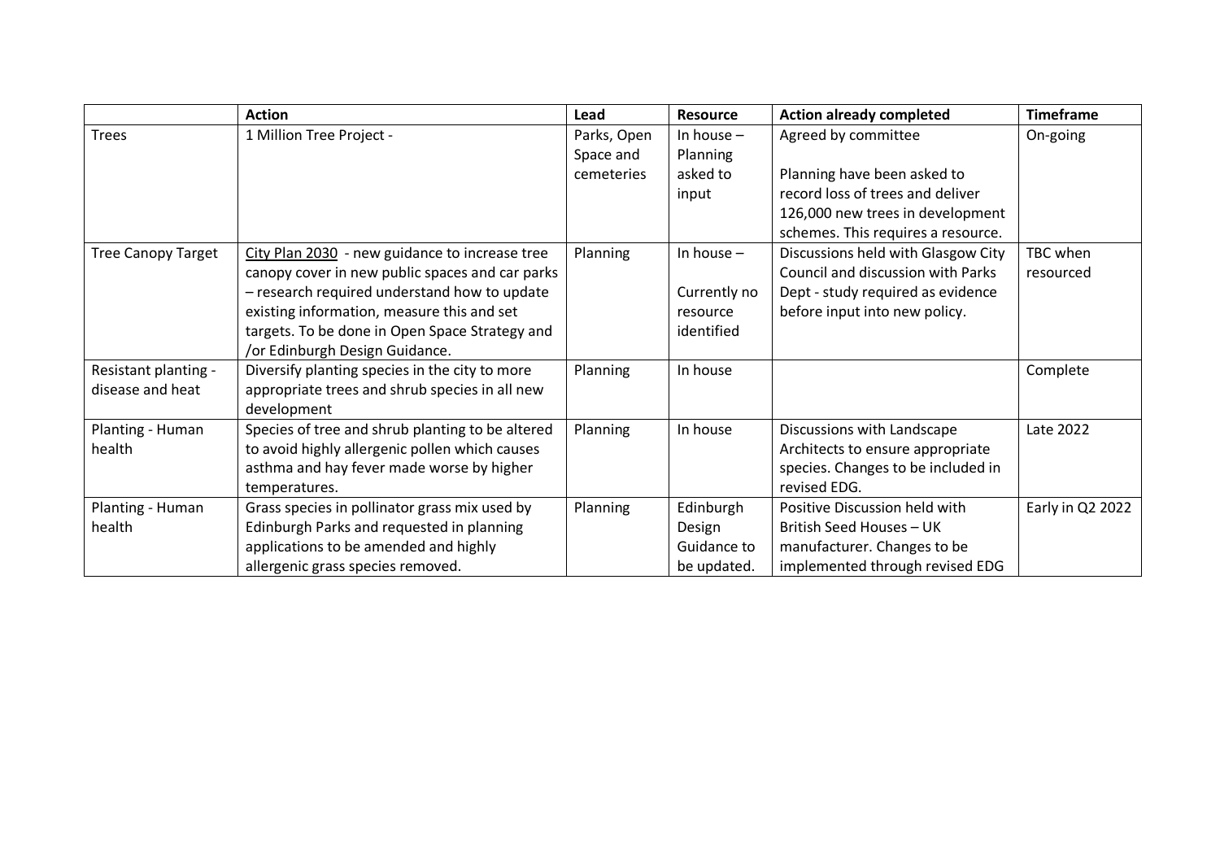| | Action | Lead | Resource | Action already completed | Timeframe |
| --- | --- | --- | --- | --- | --- |
| Trees | 1 Million Tree Project - | Parks, Open Space and cemeteries | In house – Planning asked to input | Agreed by committee<br><br>Planning have been asked to record loss of trees and deliver 126,000 new trees in development schemes. This requires a resource. | On-going |
| Tree Canopy Target | City Plan 2030 - new guidance to increase tree canopy cover in new public spaces and car parks – research required understand how to update existing information, measure this and set targets. To be done in Open Space Strategy and /or Edinburgh Design Guidance. | Planning | In house –<br><br>Currently no resource identified | Discussions held with Glasgow City Council and discussion with Parks Dept - study required as evidence before input into new policy. | TBC when resourced |
| Resistant planting - disease and heat | Diversify planting species in the city to more appropriate trees and shrub species in all new development | Planning | In house | | Complete |
| Planting - Human health | Species of tree and shrub planting to be altered to avoid highly allergenic pollen which causes asthma and hay fever made worse by higher temperatures. | Planning | In house | Discussions with Landscape Architects to ensure appropriate species. Changes to be included in revised EDG. | Late 2022 |
| Planting - Human health | Grass species in pollinator grass mix used by Edinburgh Parks and requested in planning applications to be amended and highly allergenic grass species removed. | Planning | Edinburgh Design Guidance to be updated. | Positive Discussion held with British Seed Houses – UK manufacturer. Changes to be implemented through revised EDG | Early in Q2 2022 |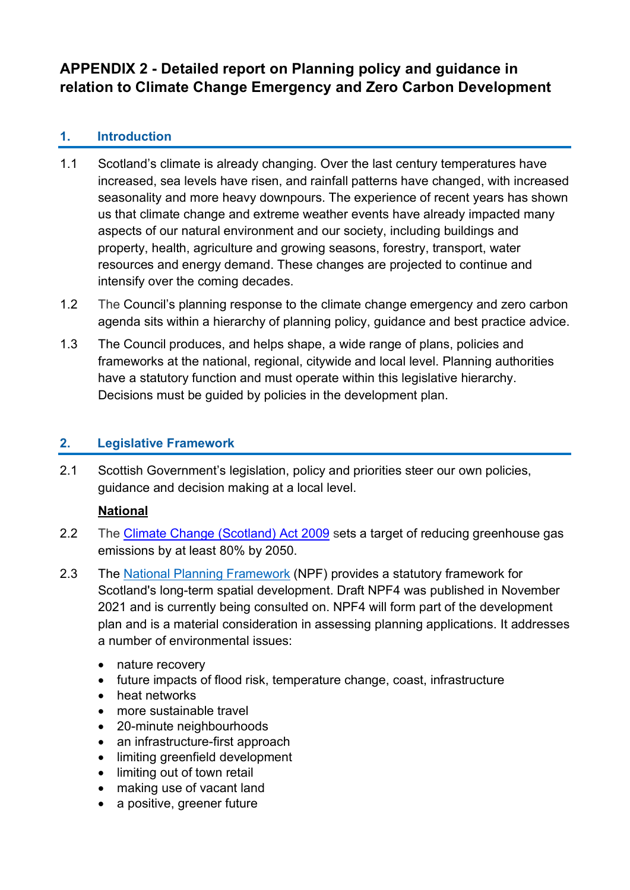# APPENDIX 2 - Detailed report on Planning policy and guidance in relation to Climate Change Emergency and Zero Carbon Development

## 1. Introduction

1.1 Scotland's climate is already changing. Over the last century temperatures have increased, sea levels have risen, and rainfall patterns have changed, with increased seasonality and more heavy downpours. The experience of recent years has shown us that climate change and extreme weather events have already impacted many aspects of our natural environment and our society, including buildings and property, health, agriculture and growing seasons, forestry, transport, water resources and energy demand. These changes are projected to continue and intensify over the coming decades.

1.2 The Council's planning response to the climate change emergency and zero carbon agenda sits within a hierarchy of planning policy, guidance and best practice advice.

1.3 The Council produces, and helps shape, a wide range of plans, policies and frameworks at the national, regional, citywide and local level. Planning authorities have a statutory function and must operate within this legislative hierarchy. Decisions must be guided by policies in the development plan.

## 2. Legislative Framework

2.1 Scottish Government's legislation, policy and priorities steer our own policies, guidance and decision making at a local level.

**National**

2.2 The Climate Change (Scotland) Act 2009 sets a target of reducing greenhouse gas emissions by at least 80% by 2050.

2.3 The National Planning Framework (NPF) provides a statutory framework for Scotland's long-term spatial development. Draft NPF4 was published in November 2021 and is currently being consulted on. NPF4 will form part of the development plan and is a material consideration in assessing planning applications. It addresses a number of environmental issues:

- nature recovery
- future impacts of flood risk, temperature change, coast, infrastructure
- heat networks
- more sustainable travel
- 20-minute neighbourhoods
- an infrastructure-first approach
- limiting greenfield development
- limiting out of town retail
- making use of vacant land
- a positive, greener future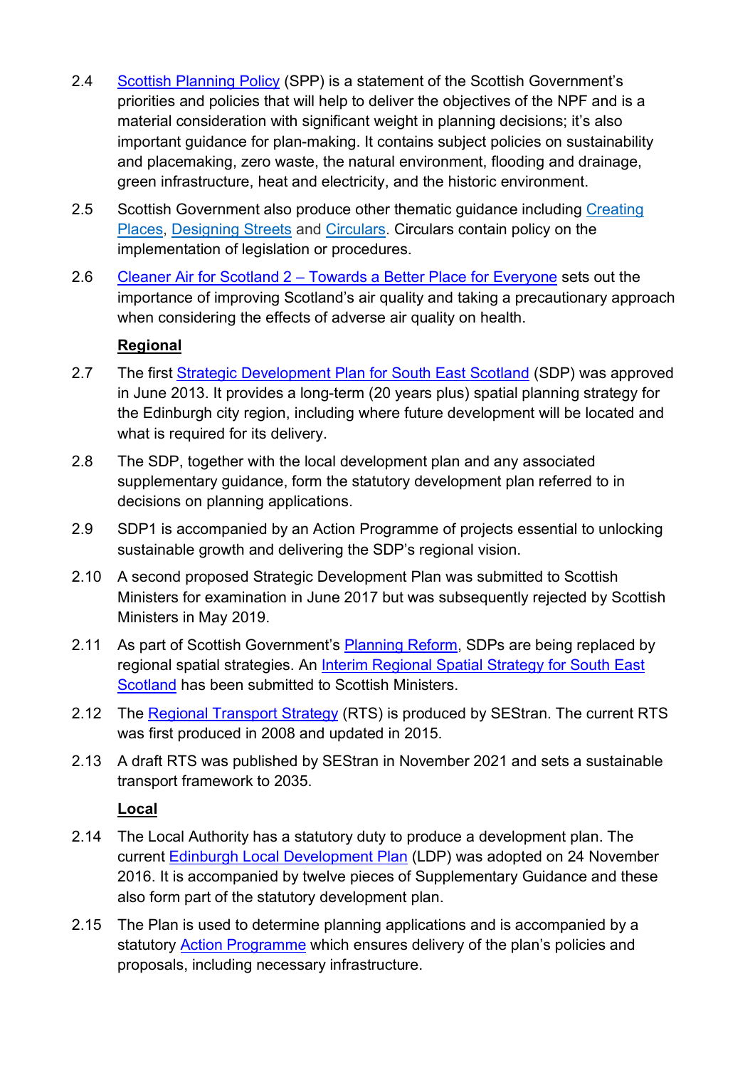2.4 Scottish Planning Policy (SPP) is a statement of the Scottish Government's priorities and policies that will help to deliver the objectives of the NPF and is a material consideration with significant weight in planning decisions; it's also important guidance for plan-making. It contains subject policies on sustainability and placemaking, zero waste, the natural environment, flooding and drainage, green infrastructure, heat and electricity, and the historic environment.

2.5 Scottish Government also produce other thematic guidance including Creating Places, Designing Streets and Circulars. Circulars contain policy on the implementation of legislation or procedures.

2.6 Cleaner Air for Scotland 2 – Towards a Better Place for Everyone sets out the importance of improving Scotland's air quality and taking a precautionary approach when considering the effects of adverse air quality on health.

**Regional**

2.7 The first Strategic Development Plan for South East Scotland (SDP) was approved in June 2013. It provides a long-term (20 years plus) spatial planning strategy for the Edinburgh city region, including where future development will be located and what is required for its delivery.

2.8 The SDP, together with the local development plan and any associated supplementary guidance, form the statutory development plan referred to in decisions on planning applications.

2.9 SDP1 is accompanied by an Action Programme of projects essential to unlocking sustainable growth and delivering the SDP's regional vision.

2.10 A second proposed Strategic Development Plan was submitted to Scottish Ministers for examination in June 2017 but was subsequently rejected by Scottish Ministers in May 2019.

2.11 As part of Scottish Government's Planning Reform, SDPs are being replaced by regional spatial strategies. An Interim Regional Spatial Strategy for South East Scotland has been submitted to Scottish Ministers.

2.12 The Regional Transport Strategy (RTS) is produced by SEStran. The current RTS was first produced in 2008 and updated in 2015.

2.13 A draft RTS was published by SEStran in November 2021 and sets a sustainable transport framework to 2035.

**Local**

2.14 The Local Authority has a statutory duty to produce a development plan. The current Edinburgh Local Development Plan (LDP) was adopted on 24 November 2016. It is accompanied by twelve pieces of Supplementary Guidance and these also form part of the statutory development plan.

2.15 The Plan is used to determine planning applications and is accompanied by a statutory Action Programme which ensures delivery of the plan's policies and proposals, including necessary infrastructure.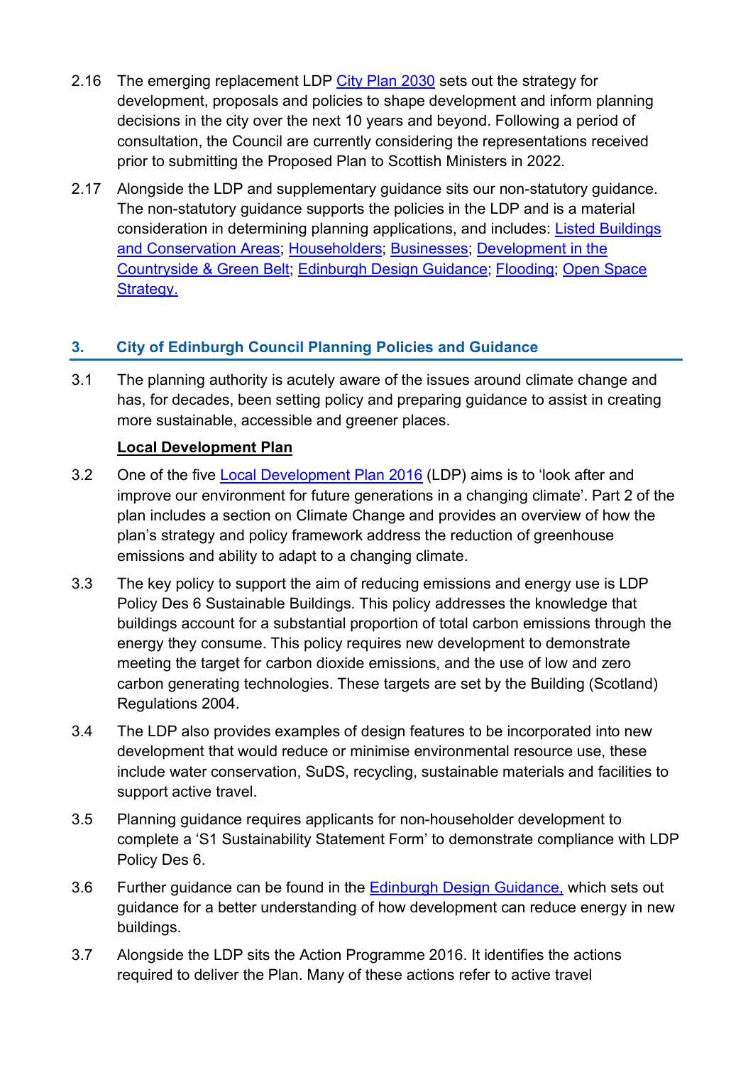2.16 The emerging replacement LDP City Plan 2030 sets out the strategy for development, proposals and policies to shape development and inform planning decisions in the city over the next 10 years and beyond. Following a period of consultation, the Council are currently considering the representations received prior to submitting the Proposed Plan to Scottish Ministers in 2022.

2.17 Alongside the LDP and supplementary guidance sits our non-statutory guidance. The non-statutory guidance supports the policies in the LDP and is a material consideration in determining planning applications, and includes: Listed Buildings and Conservation Areas; Householders; Businesses; Development in the Countryside & Green Belt; Edinburgh Design Guidance; Flooding; Open Space Strategy.

## 3. City of Edinburgh Council Planning Policies and Guidance

3.1 The planning authority is acutely aware of the issues around climate change and has, for decades, been setting policy and preparing guidance to assist in creating more sustainable, accessible and greener places.

### Local Development Plan

3.2 One of the five Local Development Plan 2016 (LDP) aims is to 'look after and improve our environment for future generations in a changing climate'. Part 2 of the plan includes a section on Climate Change and provides an overview of how the plan's strategy and policy framework address the reduction of greenhouse emissions and ability to adapt to a changing climate.

3.3 The key policy to support the aim of reducing emissions and energy use is LDP Policy Des 6 Sustainable Buildings. This policy addresses the knowledge that buildings account for a substantial proportion of total carbon emissions through the energy they consume. This policy requires new development to demonstrate meeting the target for carbon dioxide emissions, and the use of low and zero carbon generating technologies. These targets are set by the Building (Scotland) Regulations 2004.

3.4 The LDP also provides examples of design features to be incorporated into new development that would reduce or minimise environmental resource use, these include water conservation, SuDS, recycling, sustainable materials and facilities to support active travel.

3.5 Planning guidance requires applicants for non-householder development to complete a 'S1 Sustainability Statement Form' to demonstrate compliance with LDP Policy Des 6.

3.6 Further guidance can be found in the Edinburgh Design Guidance, which sets out guidance for a better understanding of how development can reduce energy in new buildings.

3.7 Alongside the LDP sits the Action Programme 2016. It identifies the actions required to deliver the Plan. Many of these actions refer to active travel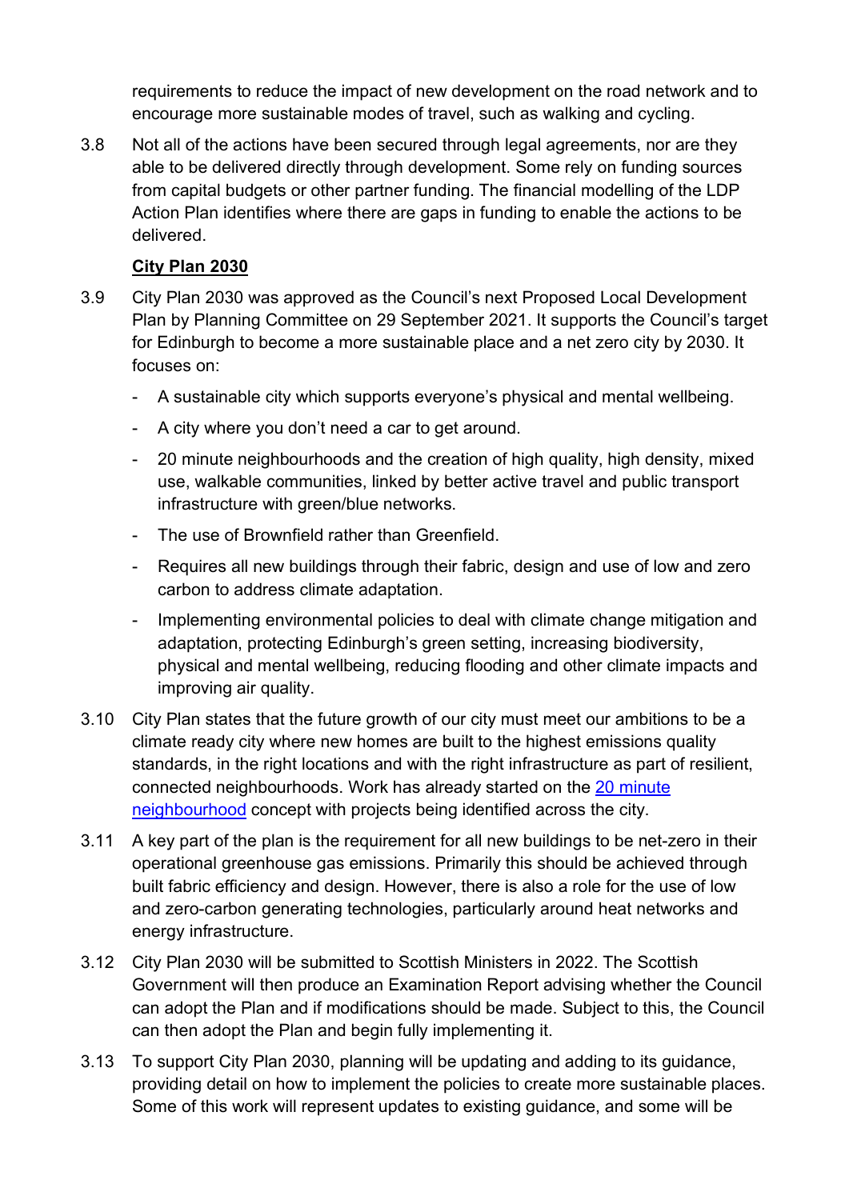requirements to reduce the impact of new development on the road network and to encourage more sustainable modes of travel, such as walking and cycling.

3.8 Not all of the actions have been secured through legal agreements, nor are they able to be delivered directly through development. Some rely on funding sources from capital budgets or other partner funding. The financial modelling of the LDP Action Plan identifies where there are gaps in funding to enable the actions to be delivered.

**City Plan 2030**

3.9 City Plan 2030 was approved as the Council's next Proposed Local Development Plan by Planning Committee on 29 September 2021. It supports the Council's target for Edinburgh to become a more sustainable place and a net zero city by 2030. It focuses on:

- A sustainable city which supports everyone's physical and mental wellbeing.
- A city where you don't need a car to get around.
- 20 minute neighbourhoods and the creation of high quality, high density, mixed use, walkable communities, linked by better active travel and public transport infrastructure with green/blue networks.
- The use of Brownfield rather than Greenfield.
- Requires all new buildings through their fabric, design and use of low and zero carbon to address climate adaptation.
- Implementing environmental policies to deal with climate change mitigation and adaptation, protecting Edinburgh's green setting, increasing biodiversity, physical and mental wellbeing, reducing flooding and other climate impacts and improving air quality.

3.10 City Plan states that the future growth of our city must meet our ambitions to be a climate ready city where new homes are built to the highest emissions quality standards, in the right locations and with the right infrastructure as part of resilient, connected neighbourhoods. Work has already started on the 20 minute neighbourhood concept with projects being identified across the city.

3.11 A key part of the plan is the requirement for all new buildings to be net-zero in their operational greenhouse gas emissions. Primarily this should be achieved through built fabric efficiency and design. However, there is also a role for the use of low and zero-carbon generating technologies, particularly around heat networks and energy infrastructure.

3.12 City Plan 2030 will be submitted to Scottish Ministers in 2022. The Scottish Government will then produce an Examination Report advising whether the Council can adopt the Plan and if modifications should be made. Subject to this, the Council can then adopt the Plan and begin fully implementing it.

3.13 To support City Plan 2030, planning will be updating and adding to its guidance, providing detail on how to implement the policies to create more sustainable places. Some of this work will represent updates to existing guidance, and some will be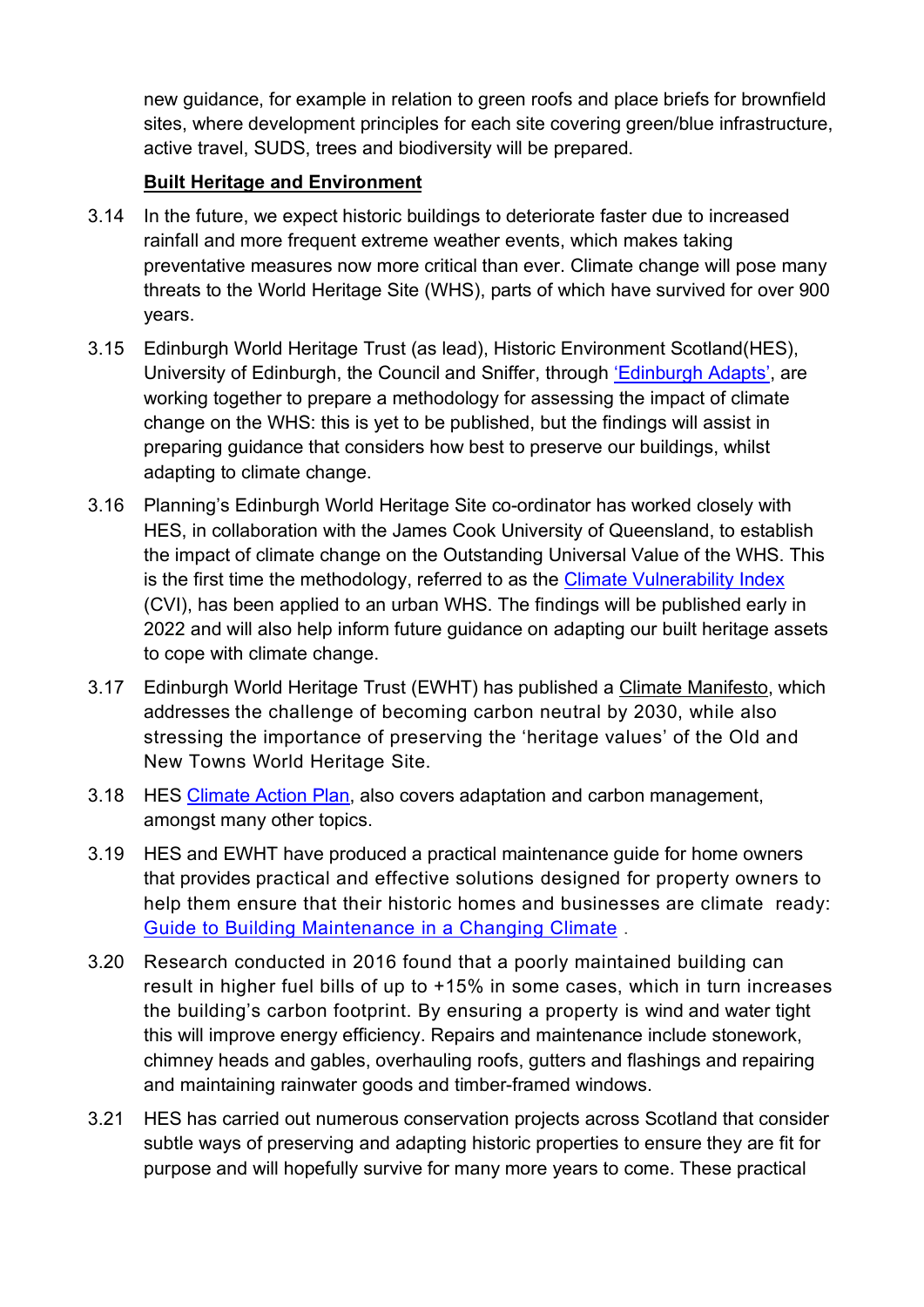new guidance, for example in relation to green roofs and place briefs for brownfield sites, where development principles for each site covering green/blue infrastructure, active travel, SUDS, trees and biodiversity will be prepared.

**Built Heritage and Environment**

3.14 In the future, we expect historic buildings to deteriorate faster due to increased rainfall and more frequent extreme weather events, which makes taking preventative measures now more critical than ever. Climate change will pose many threats to the World Heritage Site (WHS), parts of which have survived for over 900 years.

3.15 Edinburgh World Heritage Trust (as lead), Historic Environment Scotland(HES), University of Edinburgh, the Council and Sniffer, through 'Edinburgh Adapts', are working together to prepare a methodology for assessing the impact of climate change on the WHS: this is yet to be published, but the findings will assist in preparing guidance that considers how best to preserve our buildings, whilst adapting to climate change.

3.16 Planning's Edinburgh World Heritage Site co-ordinator has worked closely with HES, in collaboration with the James Cook University of Queensland, to establish the impact of climate change on the Outstanding Universal Value of the WHS. This is the first time the methodology, referred to as the Climate Vulnerability Index (CVI), has been applied to an urban WHS. The findings will be published early in 2022 and will also help inform future guidance on adapting our built heritage assets to cope with climate change.

3.17 Edinburgh World Heritage Trust (EWHT) has published a Climate Manifesto, which addresses the challenge of becoming carbon neutral by 2030, while also stressing the importance of preserving the 'heritage values' of the Old and New Towns World Heritage Site.

3.18 HES Climate Action Plan, also covers adaptation and carbon management, amongst many other topics.

3.19 HES and EWHT have produced a practical maintenance guide for home owners that provides practical and effective solutions designed for property owners to help them ensure that their historic homes and businesses are climate ready: Guide to Building Maintenance in a Changing Climate .

3.20 Research conducted in 2016 found that a poorly maintained building can result in higher fuel bills of up to +15% in some cases, which in turn increases the building's carbon footprint. By ensuring a property is wind and water tight this will improve energy efficiency. Repairs and maintenance include stonework, chimney heads and gables, overhauling roofs, gutters and flashings and repairing and maintaining rainwater goods and timber-framed windows.

3.21 HES has carried out numerous conservation projects across Scotland that consider subtle ways of preserving and adapting historic properties to ensure they are fit for purpose and will hopefully survive for many more years to come. These practical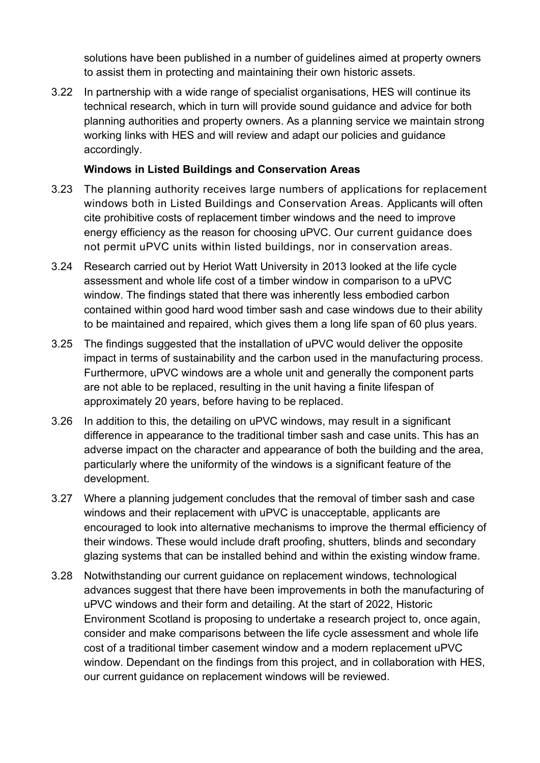solutions have been published in a number of guidelines aimed at property owners to assist them in protecting and maintaining their own historic assets.

3.22 In partnership with a wide range of specialist organisations, HES will continue its technical research, which in turn will provide sound guidance and advice for both planning authorities and property owners. As a planning service we maintain strong working links with HES and will review and adapt our policies and guidance accordingly.

**Windows in Listed Buildings and Conservation Areas**

3.23 The planning authority receives large numbers of applications for replacement windows both in Listed Buildings and Conservation Areas. Applicants will often cite prohibitive costs of replacement timber windows and the need to improve energy efficiency as the reason for choosing uPVC. Our current guidance does not permit uPVC units within listed buildings, nor in conservation areas.

3.24 Research carried out by Heriot Watt University in 2013 looked at the life cycle assessment and whole life cost of a timber window in comparison to a uPVC window. The findings stated that there was inherently less embodied carbon contained within good hard wood timber sash and case windows due to their ability to be maintained and repaired, which gives them a long life span of 60 plus years.

3.25 The findings suggested that the installation of uPVC would deliver the opposite impact in terms of sustainability and the carbon used in the manufacturing process. Furthermore, uPVC windows are a whole unit and generally the component parts are not able to be replaced, resulting in the unit having a finite lifespan of approximately 20 years, before having to be replaced.

3.26 In addition to this, the detailing on uPVC windows, may result in a significant difference in appearance to the traditional timber sash and case units. This has an adverse impact on the character and appearance of both the building and the area, particularly where the uniformity of the windows is a significant feature of the development.

3.27 Where a planning judgement concludes that the removal of timber sash and case windows and their replacement with uPVC is unacceptable, applicants are encouraged to look into alternative mechanisms to improve the thermal efficiency of their windows. These would include draft proofing, shutters, blinds and secondary glazing systems that can be installed behind and within the existing window frame.

3.28 Notwithstanding our current guidance on replacement windows, technological advances suggest that there have been improvements in both the manufacturing of uPVC windows and their form and detailing. At the start of 2022, Historic Environment Scotland is proposing to undertake a research project to, once again, consider and make comparisons between the life cycle assessment and whole life cost of a traditional timber casement window and a modern replacement uPVC window. Dependant on the findings from this project, and in collaboration with HES, our current guidance on replacement windows will be reviewed.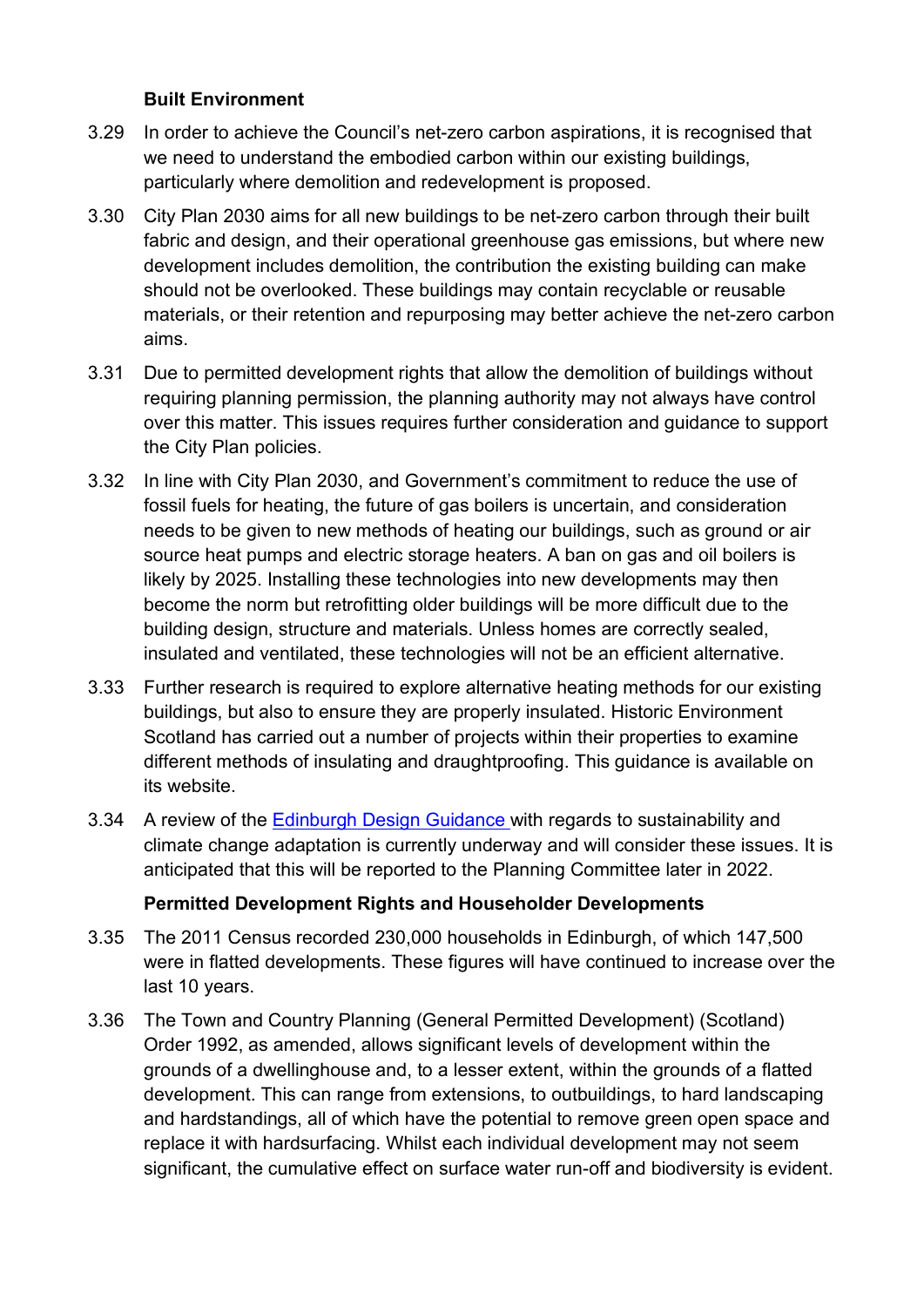**Built Environment**

3.29 In order to achieve the Council's net-zero carbon aspirations, it is recognised that we need to understand the embodied carbon within our existing buildings, particularly where demolition and redevelopment is proposed.

3.30 City Plan 2030 aims for all new buildings to be net-zero carbon through their built fabric and design, and their operational greenhouse gas emissions, but where new development includes demolition, the contribution the existing building can make should not be overlooked. These buildings may contain recyclable or reusable materials, or their retention and repurposing may better achieve the net-zero carbon aims.

3.31 Due to permitted development rights that allow the demolition of buildings without requiring planning permission, the planning authority may not always have control over this matter. This issues requires further consideration and guidance to support the City Plan policies.

3.32 In line with City Plan 2030, and Government's commitment to reduce the use of fossil fuels for heating, the future of gas boilers is uncertain, and consideration needs to be given to new methods of heating our buildings, such as ground or air source heat pumps and electric storage heaters. A ban on gas and oil boilers is likely by 2025. Installing these technologies into new developments may then become the norm but retrofitting older buildings will be more difficult due to the building design, structure and materials. Unless homes are correctly sealed, insulated and ventilated, these technologies will not be an efficient alternative.

3.33 Further research is required to explore alternative heating methods for our existing buildings, but also to ensure they are properly insulated. Historic Environment Scotland has carried out a number of projects within their properties to examine different methods of insulating and draughtproofing. This guidance is available on its website.

3.34 A review of the [Edinburgh Design Guidance](Edinburgh Design Guidance) with regards to sustainability and climate change adaptation is currently underway and will consider these issues. It is anticipated that this will be reported to the Planning Committee later in 2022.

**Permitted Development Rights and Householder Developments**

3.35 The 2011 Census recorded 230,000 households in Edinburgh, of which 147,500 were in flatted developments. These figures will have continued to increase over the last 10 years.

3.36 The Town and Country Planning (General Permitted Development) (Scotland) Order 1992, as amended, allows significant levels of development within the grounds of a dwellinghouse and, to a lesser extent, within the grounds of a flatted development. This can range from extensions, to outbuildings, to hard landscaping and hardstandings, all of which have the potential to remove green open space and replace it with hardsurfacing. Whilst each individual development may not seem significant, the cumulative effect on surface water run-off and biodiversity is evident.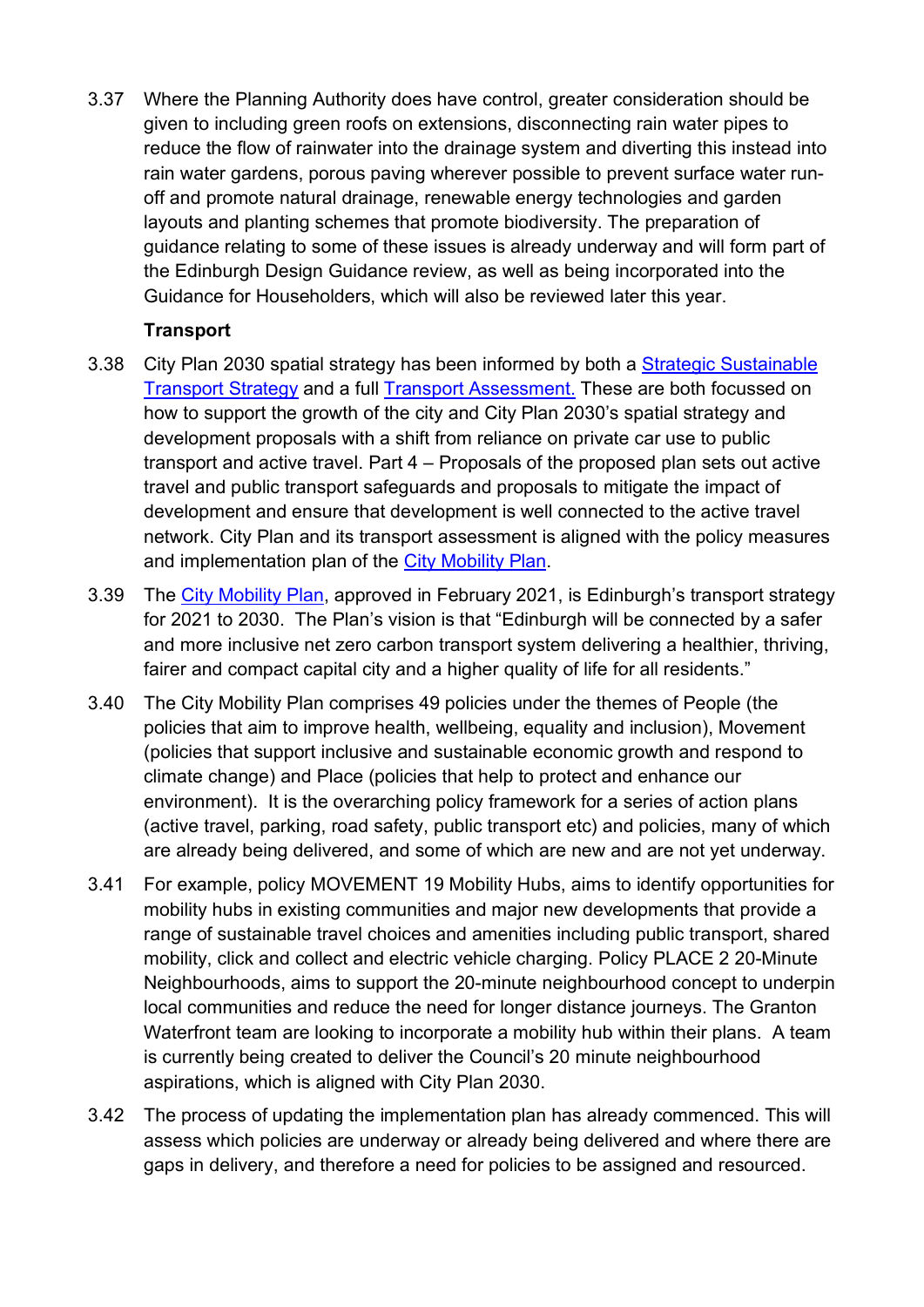3.37 Where the Planning Authority does have control, greater consideration should be given to including green roofs on extensions, disconnecting rain water pipes to reduce the flow of rainwater into the drainage system and diverting this instead into rain water gardens, porous paving wherever possible to prevent surface water run-off and promote natural drainage, renewable energy technologies and garden layouts and planting schemes that promote biodiversity. The preparation of guidance relating to some of these issues is already underway and will form part of the Edinburgh Design Guidance review, as well as being incorporated into the Guidance for Householders, which will also be reviewed later this year.

**Transport**

3.38 City Plan 2030 spatial strategy has been informed by both a Strategic Sustainable Transport Strategy and a full Transport Assessment. These are both focussed on how to support the growth of the city and City Plan 2030's spatial strategy and development proposals with a shift from reliance on private car use to public transport and active travel. Part 4 – Proposals of the proposed plan sets out active travel and public transport safeguards and proposals to mitigate the impact of development and ensure that development is well connected to the active travel network. City Plan and its transport assessment is aligned with the policy measures and implementation plan of the City Mobility Plan.

3.39 The City Mobility Plan, approved in February 2021, is Edinburgh's transport strategy for 2021 to 2030. The Plan's vision is that "Edinburgh will be connected by a safer and more inclusive net zero carbon transport system delivering a healthier, thriving, fairer and compact capital city and a higher quality of life for all residents."

3.40 The City Mobility Plan comprises 49 policies under the themes of People (the policies that aim to improve health, wellbeing, equality and inclusion), Movement (policies that support inclusive and sustainable economic growth and respond to climate change) and Place (policies that help to protect and enhance our environment). It is the overarching policy framework for a series of action plans (active travel, parking, road safety, public transport etc) and policies, many of which are already being delivered, and some of which are new and are not yet underway.

3.41 For example, policy MOVEMENT 19 Mobility Hubs, aims to identify opportunities for mobility hubs in existing communities and major new developments that provide a range of sustainable travel choices and amenities including public transport, shared mobility, click and collect and electric vehicle charging. Policy PLACE 2 20-Minute Neighbourhoods, aims to support the 20-minute neighbourhood concept to underpin local communities and reduce the need for longer distance journeys. The Granton Waterfront team are looking to incorporate a mobility hub within their plans. A team is currently being created to deliver the Council's 20 minute neighbourhood aspirations, which is aligned with City Plan 2030.

3.42 The process of updating the implementation plan has already commenced. This will assess which policies are underway or already being delivered and where there are gaps in delivery, and therefore a need for policies to be assigned and resourced.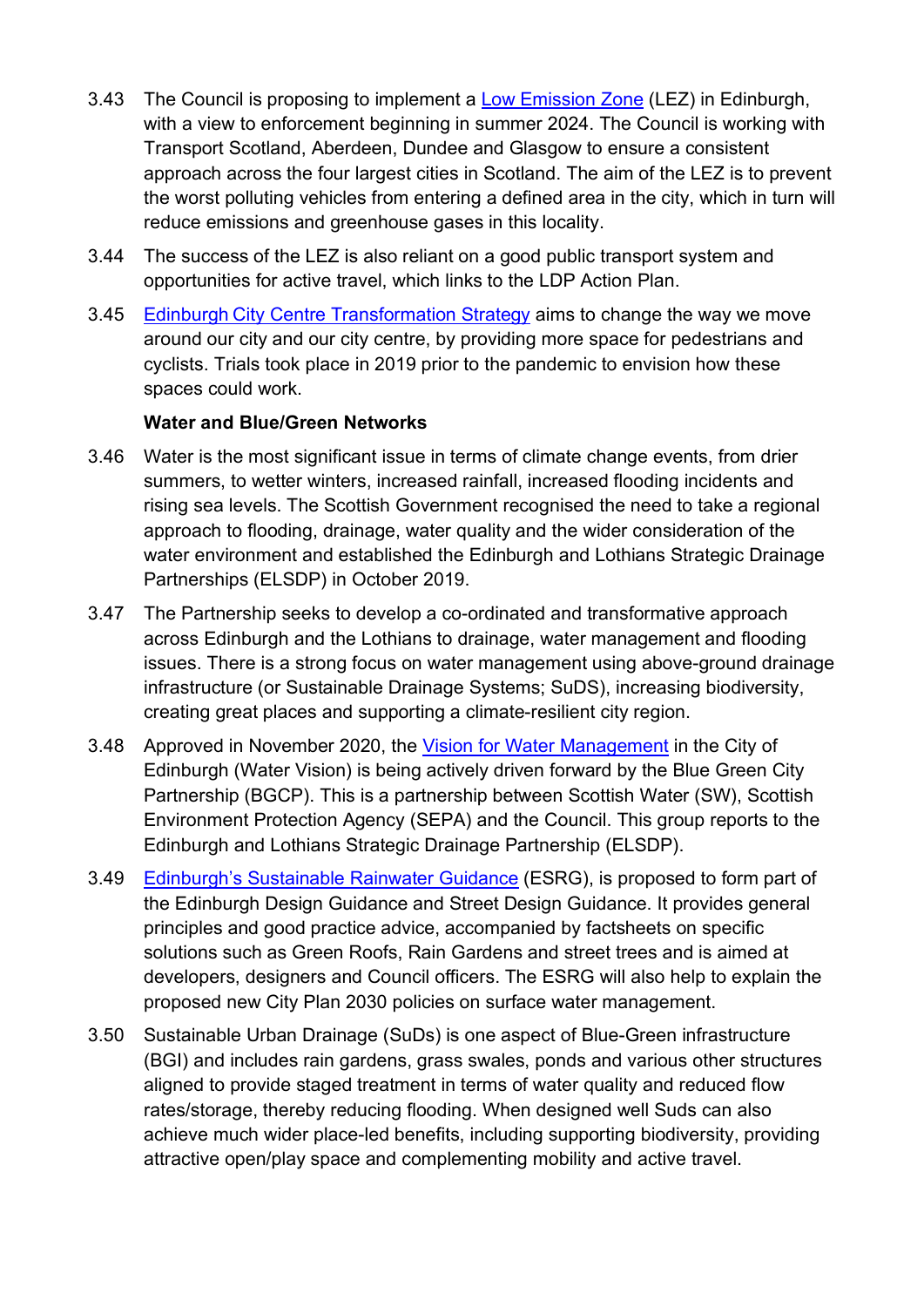3.43 The Council is proposing to implement a Low Emission Zone (LEZ) in Edinburgh, with a view to enforcement beginning in summer 2024. The Council is working with Transport Scotland, Aberdeen, Dundee and Glasgow to ensure a consistent approach across the four largest cities in Scotland. The aim of the LEZ is to prevent the worst polluting vehicles from entering a defined area in the city, which in turn will reduce emissions and greenhouse gases in this locality.

3.44 The success of the LEZ is also reliant on a good public transport system and opportunities for active travel, which links to the LDP Action Plan.

3.45 Edinburgh City Centre Transformation Strategy aims to change the way we move around our city and our city centre, by providing more space for pedestrians and cyclists. Trials took place in 2019 prior to the pandemic to envision how these spaces could work.

**Water and Blue/Green Networks**

3.46 Water is the most significant issue in terms of climate change events, from drier summers, to wetter winters, increased rainfall, increased flooding incidents and rising sea levels. The Scottish Government recognised the need to take a regional approach to flooding, drainage, water quality and the wider consideration of the water environment and established the Edinburgh and Lothians Strategic Drainage Partnerships (ELSDP) in October 2019.

3.47 The Partnership seeks to develop a co-ordinated and transformative approach across Edinburgh and the Lothians to drainage, water management and flooding issues. There is a strong focus on water management using above-ground drainage infrastructure (or Sustainable Drainage Systems; SuDS), increasing biodiversity, creating great places and supporting a climate-resilient city region.

3.48 Approved in November 2020, the Vision for Water Management in the City of Edinburgh (Water Vision) is being actively driven forward by the Blue Green City Partnership (BGCP). This is a partnership between Scottish Water (SW), Scottish Environment Protection Agency (SEPA) and the Council. This group reports to the Edinburgh and Lothians Strategic Drainage Partnership (ELSDP).

3.49 Edinburgh's Sustainable Rainwater Guidance (ESRG), is proposed to form part of the Edinburgh Design Guidance and Street Design Guidance. It provides general principles and good practice advice, accompanied by factsheets on specific solutions such as Green Roofs, Rain Gardens and street trees and is aimed at developers, designers and Council officers. The ESRG will also help to explain the proposed new City Plan 2030 policies on surface water management.

3.50 Sustainable Urban Drainage (SuDs) is one aspect of Blue-Green infrastructure (BGI) and includes rain gardens, grass swales, ponds and various other structures aligned to provide staged treatment in terms of water quality and reduced flow rates/storage, thereby reducing flooding. When designed well Suds can also achieve much wider place-led benefits, including supporting biodiversity, providing attractive open/play space and complementing mobility and active travel.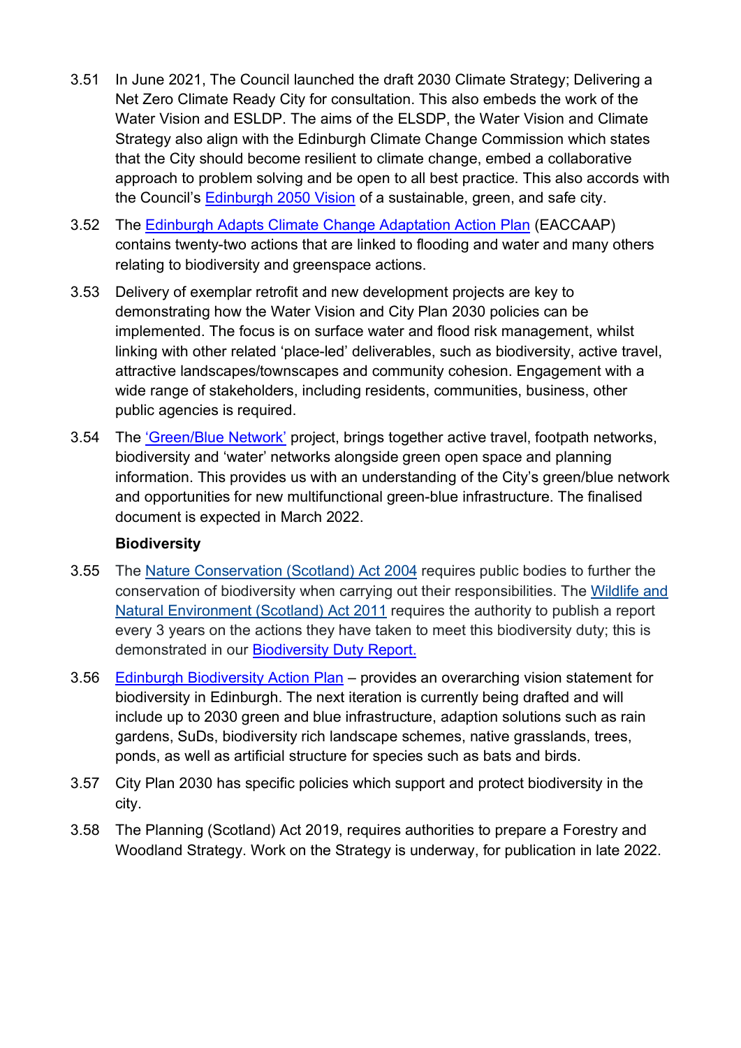3.51 In June 2021, The Council launched the draft 2030 Climate Strategy; Delivering a Net Zero Climate Ready City for consultation. This also embeds the work of the Water Vision and ESLDP. The aims of the ELSDP, the Water Vision and Climate Strategy also align with the Edinburgh Climate Change Commission which states that the City should become resilient to climate change, embed a collaborative approach to problem solving and be open to all best practice. This also accords with the Council's Edinburgh 2050 Vision of a sustainable, green, and safe city.

3.52 The Edinburgh Adapts Climate Change Adaptation Action Plan (EACCAAP) contains twenty-two actions that are linked to flooding and water and many others relating to biodiversity and greenspace actions.

3.53 Delivery of exemplar retrofit and new development projects are key to demonstrating how the Water Vision and City Plan 2030 policies can be implemented. The focus is on surface water and flood risk management, whilst linking with other related 'place-led' deliverables, such as biodiversity, active travel, attractive landscapes/townscapes and community cohesion. Engagement with a wide range of stakeholders, including residents, communities, business, other public agencies is required.

3.54 The 'Green/Blue Network' project, brings together active travel, footpath networks, biodiversity and 'water' networks alongside green open space and planning information. This provides us with an understanding of the City's green/blue network and opportunities for new multifunctional green-blue infrastructure. The finalised document is expected in March 2022.

**Biodiversity**

3.55 The Nature Conservation (Scotland) Act 2004 requires public bodies to further the conservation of biodiversity when carrying out their responsibilities. The Wildlife and Natural Environment (Scotland) Act 2011 requires the authority to publish a report every 3 years on the actions they have taken to meet this biodiversity duty; this is demonstrated in our Biodiversity Duty Report.

3.56 Edinburgh Biodiversity Action Plan – provides an overarching vision statement for biodiversity in Edinburgh. The next iteration is currently being drafted and will include up to 2030 green and blue infrastructure, adaption solutions such as rain gardens, SuDs, biodiversity rich landscape schemes, native grasslands, trees, ponds, as well as artificial structure for species such as bats and birds.

3.57 City Plan 2030 has specific policies which support and protect biodiversity in the city.

3.58 The Planning (Scotland) Act 2019, requires authorities to prepare a Forestry and Woodland Strategy. Work on the Strategy is underway, for publication in late 2022.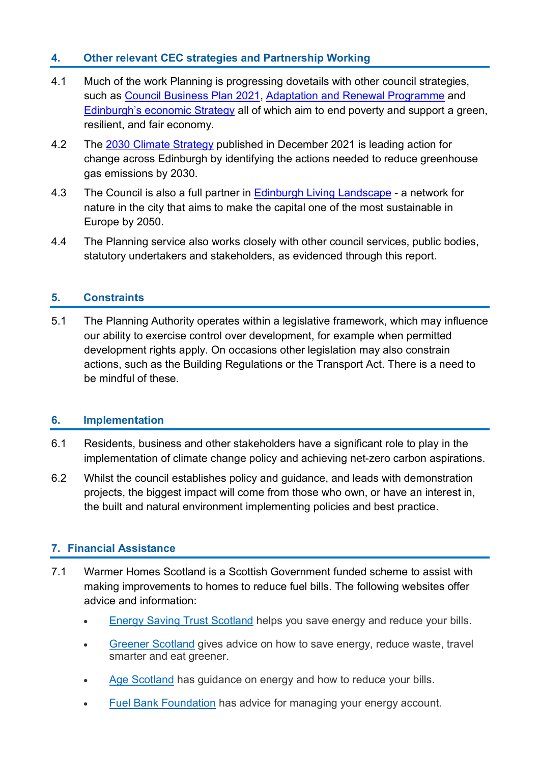## 4. Other relevant CEC strategies and Partnership Working

4.1 Much of the work Planning is progressing dovetails with other council strategies, such as Council Business Plan 2021, Adaptation and Renewal Programme and Edinburgh's economic Strategy all of which aim to end poverty and support a green, resilient, and fair economy.

4.2 The 2030 Climate Strategy published in December 2021 is leading action for change across Edinburgh by identifying the actions needed to reduce greenhouse gas emissions by 2030.

4.3 The Council is also a full partner in Edinburgh Living Landscape - a network for nature in the city that aims to make the capital one of the most sustainable in Europe by 2050.

4.4 The Planning service also works closely with other council services, public bodies, statutory undertakers and stakeholders, as evidenced through this report.

## 5. Constraints

5.1 The Planning Authority operates within a legislative framework, which may influence our ability to exercise control over development, for example when permitted development rights apply. On occasions other legislation may also constrain actions, such as the Building Regulations or the Transport Act. There is a need to be mindful of these.

## 6. Implementation

6.1 Residents, business and other stakeholders have a significant role to play in the implementation of climate change policy and achieving net-zero carbon aspirations.

6.2 Whilst the council establishes policy and guidance, and leads with demonstration projects, the biggest impact will come from those who own, or have an interest in, the built and natural environment implementing policies and best practice.

## 7. Financial Assistance

7.1 Warmer Homes Scotland is a Scottish Government funded scheme to assist with making improvements to homes to reduce fuel bills. The following websites offer advice and information:

- Energy Saving Trust Scotland helps you save energy and reduce your bills.
- Greener Scotland gives advice on how to save energy, reduce waste, travel smarter and eat greener.
- Age Scotland has guidance on energy and how to reduce your bills.
- Fuel Bank Foundation has advice for managing your energy account.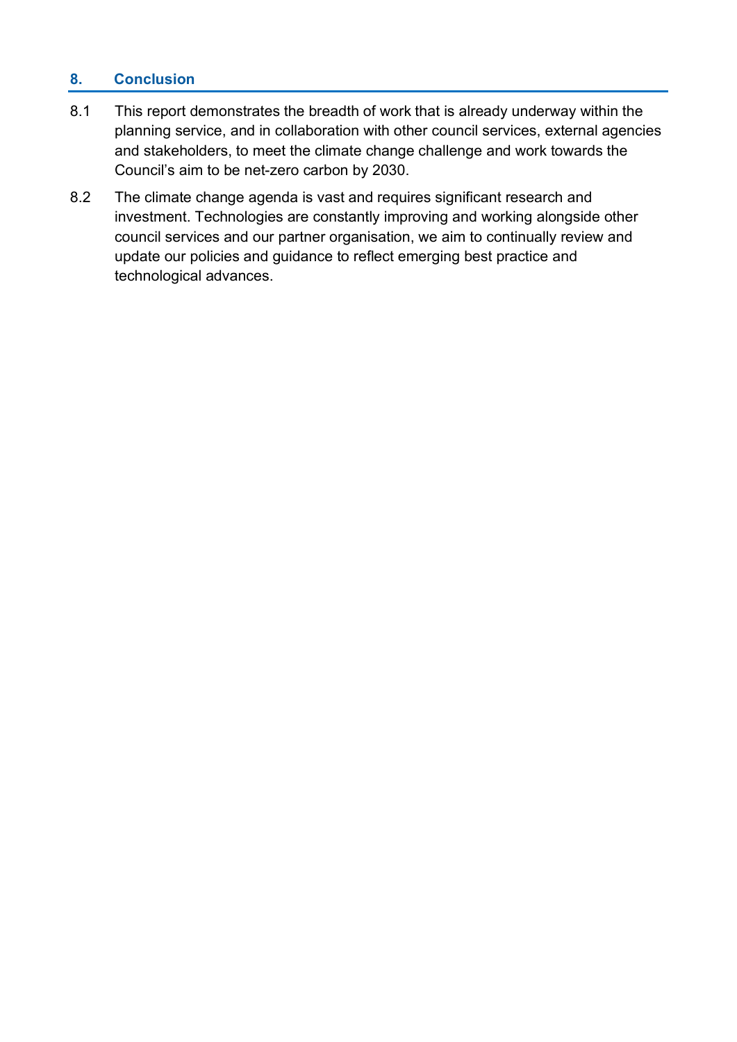## 8. Conclusion

8.1 This report demonstrates the breadth of work that is already underway within the planning service, and in collaboration with other council services, external agencies and stakeholders, to meet the climate change challenge and work towards the Council's aim to be net-zero carbon by 2030.

8.2 The climate change agenda is vast and requires significant research and investment. Technologies are constantly improving and working alongside other council services and our partner organisation, we aim to continually review and update our policies and guidance to reflect emerging best practice and technological advances.